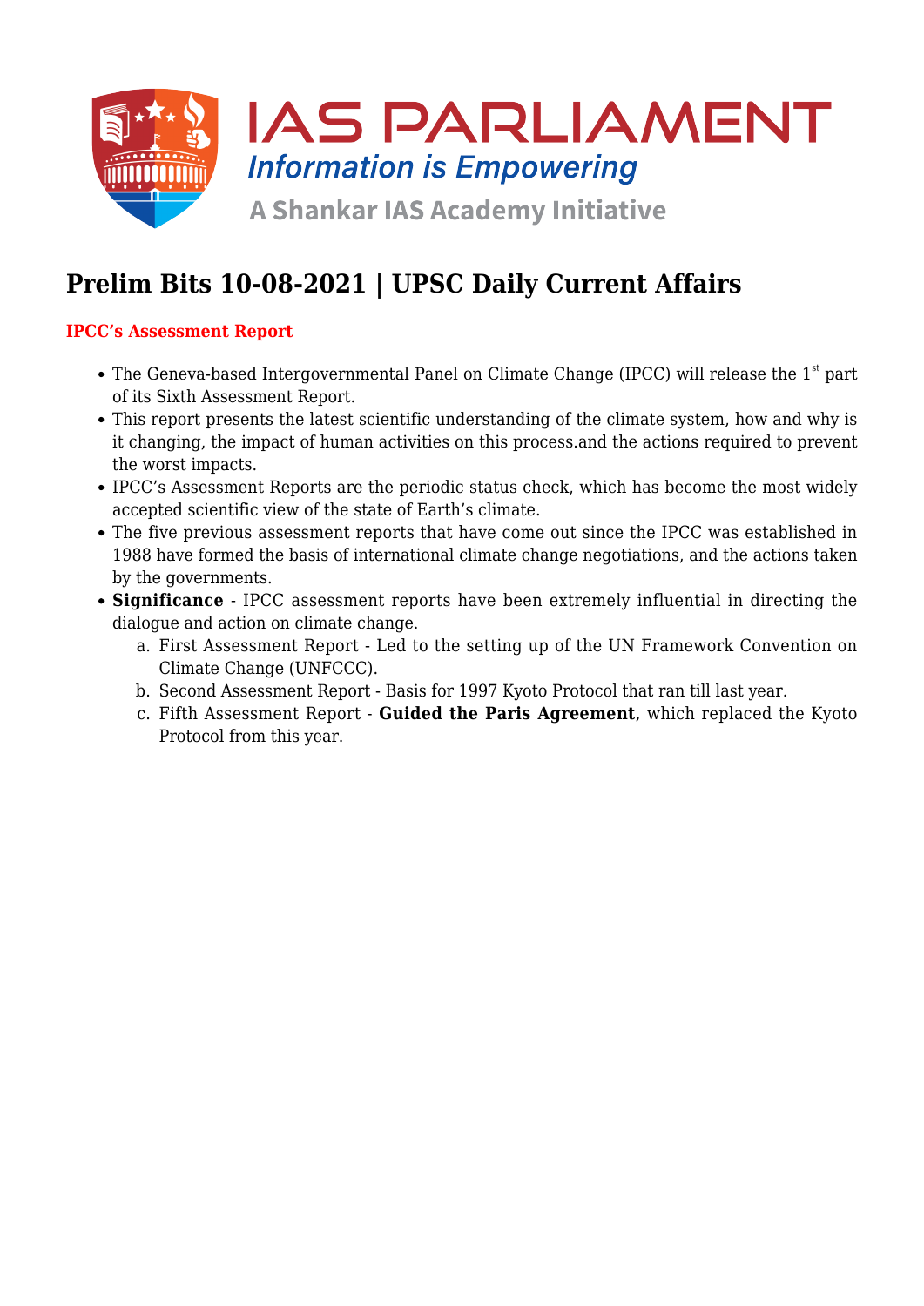IAS PARLIAMENT

*Information is Empowering*

A Shankar IAS Academy Initiative

# Prelim Bits 10-08-2021 | UPSC Daily Current Affairs

## IPCC's Assessment Report

- The Geneva-based Intergovernmental Panel on Climate Change (IPCC) will release the 1st part of its Sixth Assessment Report.
- This report presents the latest scientific understanding of the climate system, how and why is it changing, the impact of human activities on this process.and the actions required to prevent the worst impacts.
- IPCC's Assessment Reports are the periodic status check, which has become the most widely accepted scientific view of the state of Earth's climate.
- The five previous assessment reports that have come out since the IPCC was established in 1988 have formed the basis of international climate change negotiations, and the actions taken by the governments.
- **Significance** - IPCC assessment reports have been extremely influential in directing the dialogue and action on climate change.
    a. First Assessment Report - Led to the setting up of the UN Framework Convention on Climate Change (UNFCCC).
    b. Second Assessment Report - Basis for 1997 Kyoto Protocol that ran till last year.
    c. Fifth Assessment Report - **Guided the Paris Agreement**, which replaced the Kyoto Protocol from this year.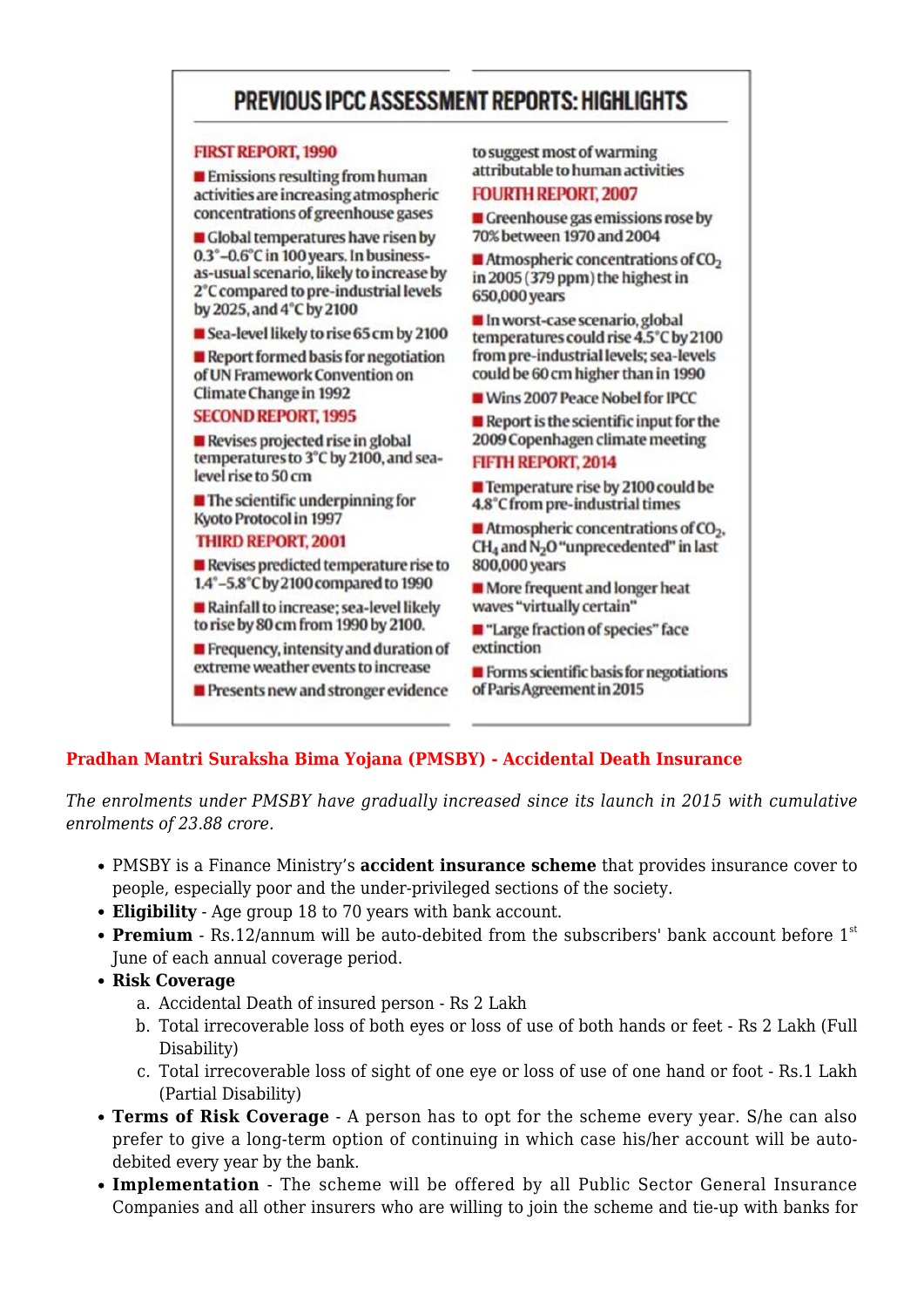## PREVIOUS IPCC ASSESSMENT REPORTS: HIGHLIGHTS

**FIRST REPORT, 1990**

- Emissions resulting from human activities are increasing atmospheric concentrations of greenhouse gases
- Global temperatures have risen by 0.3°–0.6°C in 100 years. In business-as-usual scenario, likely to increase by 2°C compared to pre-industrial levels by 2025, and 4°C by 2100
- Sea-level likely to rise 65 cm by 2100
- Report formed basis for negotiation of UN Framework Convention on Climate Change in 1992

**SECOND REPORT, 1995**

- Revises projected rise in global temperatures to 3°C by 2100, and sea-level rise to 50 cm
- The scientific underpinning for Kyoto Protocol in 1997

**THIRD REPORT, 2001**

- Revises predicted temperature rise to 1.4°–5.8°C by 2100 compared to 1990
- Rainfall to increase; sea-level likely to rise by 80 cm from 1990 by 2100.
- Frequency, intensity and duration of extreme weather events to increase
- Presents new and stronger evidence to suggest most of warming attributable to human activities

**FOURTH REPORT, 2007**

- Greenhouse gas emissions rose by 70% between 1970 and 2004
- Atmospheric concentrations of $CO_2$ in 2005 (379 ppm) the highest in 650,000 years
- In worst-case scenario, global temperatures could rise 4.5°C by 2100 from pre-industrial levels; sea-levels could be 60 cm higher than in 1990
- Wins 2007 Peace Nobel for IPCC
- Report is the scientific input for the 2009 Copenhagen climate meeting

**FIFTH REPORT, 2014**

- Temperature rise by 2100 could be 4.8°C from pre-industrial times
- Atmospheric concentrations of $CO_2$, $CH_4$ and $N_2O$ "unprecedented" in last 800,000 years
- More frequent and longer heat waves "virtually certain"
- "Large fraction of species" face extinction
- Forms scientific basis for negotiations of Paris Agreement in 2015

## Pradhan Mantri Suraksha Bima Yojana (PMSBY) - Accidental Death Insurance

*The enrolments under PMSBY have gradually increased since its launch in 2015 with cumulative enrolments of 23.88 crore.*

- PMSBY is a Finance Ministry's **accident insurance scheme** that provides insurance cover to people, especially poor and the under-privileged sections of the society.
- **Eligibility** - Age group 18 to 70 years with bank account.
- **Premium** - Rs.12/annum will be auto-debited from the subscribers' bank account before 1st June of each annual coverage period.
- **Risk Coverage**
    a. Accidental Death of insured person - Rs 2 Lakh
    b. Total irrecoverable loss of both eyes or loss of use of both hands or feet - Rs 2 Lakh (Full Disability)
    c. Total irrecoverable loss of sight of one eye or loss of use of one hand or foot - Rs.1 Lakh (Partial Disability)
- **Terms of Risk Coverage** - A person has to opt for the scheme every year. S/he can also prefer to give a long-term option of continuing in which case his/her account will be auto-debited every year by the bank.
- **Implementation** - The scheme will be offered by all Public Sector General Insurance Companies and all other insurers who are willing to join the scheme and tie-up with banks for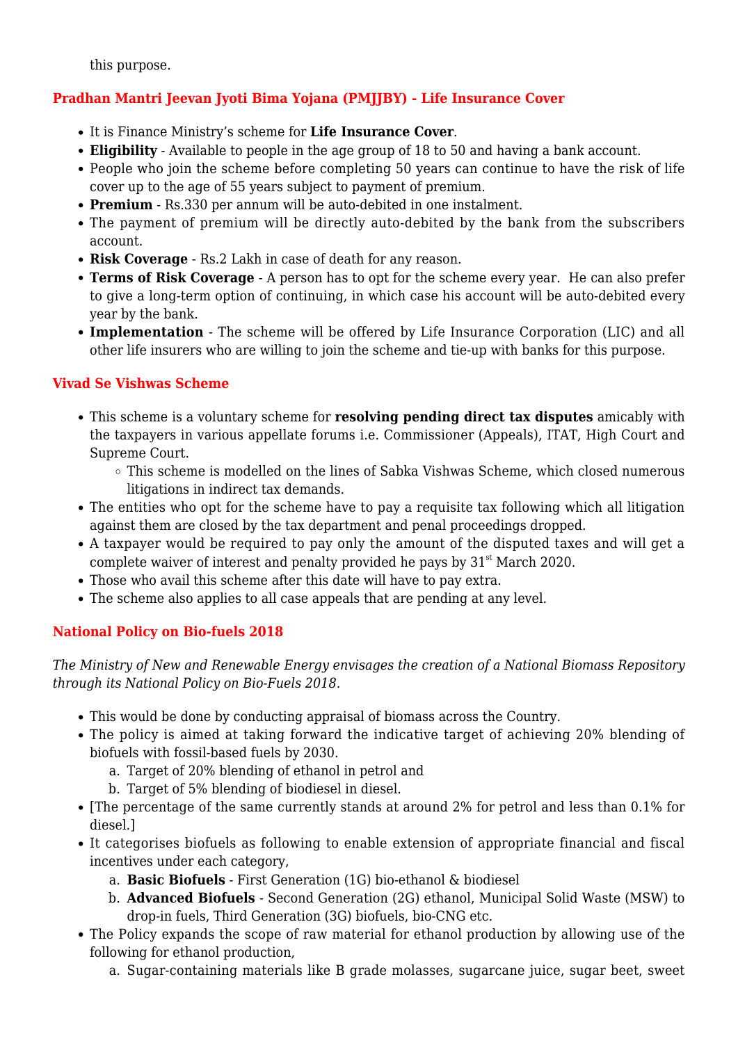this purpose.

## Pradhan Mantri Jeevan Jyoti Bima Yojana (PMJJBY) - Life Insurance Cover

- It is Finance Ministry's scheme for **Life Insurance Cover**.
- **Eligibility** - Available to people in the age group of 18 to 50 and having a bank account.
- People who join the scheme before completing 50 years can continue to have the risk of life cover up to the age of 55 years subject to payment of premium.
- **Premium** - Rs.330 per annum will be auto-debited in one instalment.
- The payment of premium will be directly auto-debited by the bank from the subscribers account.
- **Risk Coverage** - Rs.2 Lakh in case of death for any reason.
- **Terms of Risk Coverage** - A person has to opt for the scheme every year. He can also prefer to give a long-term option of continuing, in which case his account will be auto-debited every year by the bank.
- **Implementation** - The scheme will be offered by Life Insurance Corporation (LIC) and all other life insurers who are willing to join the scheme and tie-up with banks for this purpose.

## Vivad Se Vishwas Scheme

- This scheme is a voluntary scheme for **resolving pending direct tax disputes** amicably with the taxpayers in various appellate forums i.e. Commissioner (Appeals), ITAT, High Court and Supreme Court.
  - This scheme is modelled on the lines of Sabka Vishwas Scheme, which closed numerous litigations in indirect tax demands.
- The entities who opt for the scheme have to pay a requisite tax following which all litigation against them are closed by the tax department and penal proceedings dropped.
- A taxpayer would be required to pay only the amount of the disputed taxes and will get a complete waiver of interest and penalty provided he pays by 31st March 2020.
- Those who avail this scheme after this date will have to pay extra.
- The scheme also applies to all case appeals that are pending at any level.

## National Policy on Bio-fuels 2018

*The Ministry of New and Renewable Energy envisages the creation of a National Biomass Repository through its National Policy on Bio-Fuels 2018.*

- This would be done by conducting appraisal of biomass across the Country.
- The policy is aimed at taking forward the indicative target of achieving 20% blending of biofuels with fossil-based fuels by 2030.
  a. Target of 20% blending of ethanol in petrol and
  b. Target of 5% blending of biodiesel in diesel.
- [The percentage of the same currently stands at around 2% for petrol and less than 0.1% for diesel.]
- It categorises biofuels as following to enable extension of appropriate financial and fiscal incentives under each category,
  a. **Basic Biofuels** - First Generation (1G) bio-ethanol & biodiesel
  b. **Advanced Biofuels** - Second Generation (2G) ethanol, Municipal Solid Waste (MSW) to drop-in fuels, Third Generation (3G) biofuels, bio-CNG etc.
- The Policy expands the scope of raw material for ethanol production by allowing use of the following for ethanol production,
  a. Sugar-containing materials like B grade molasses, sugarcane juice, sugar beet, sweet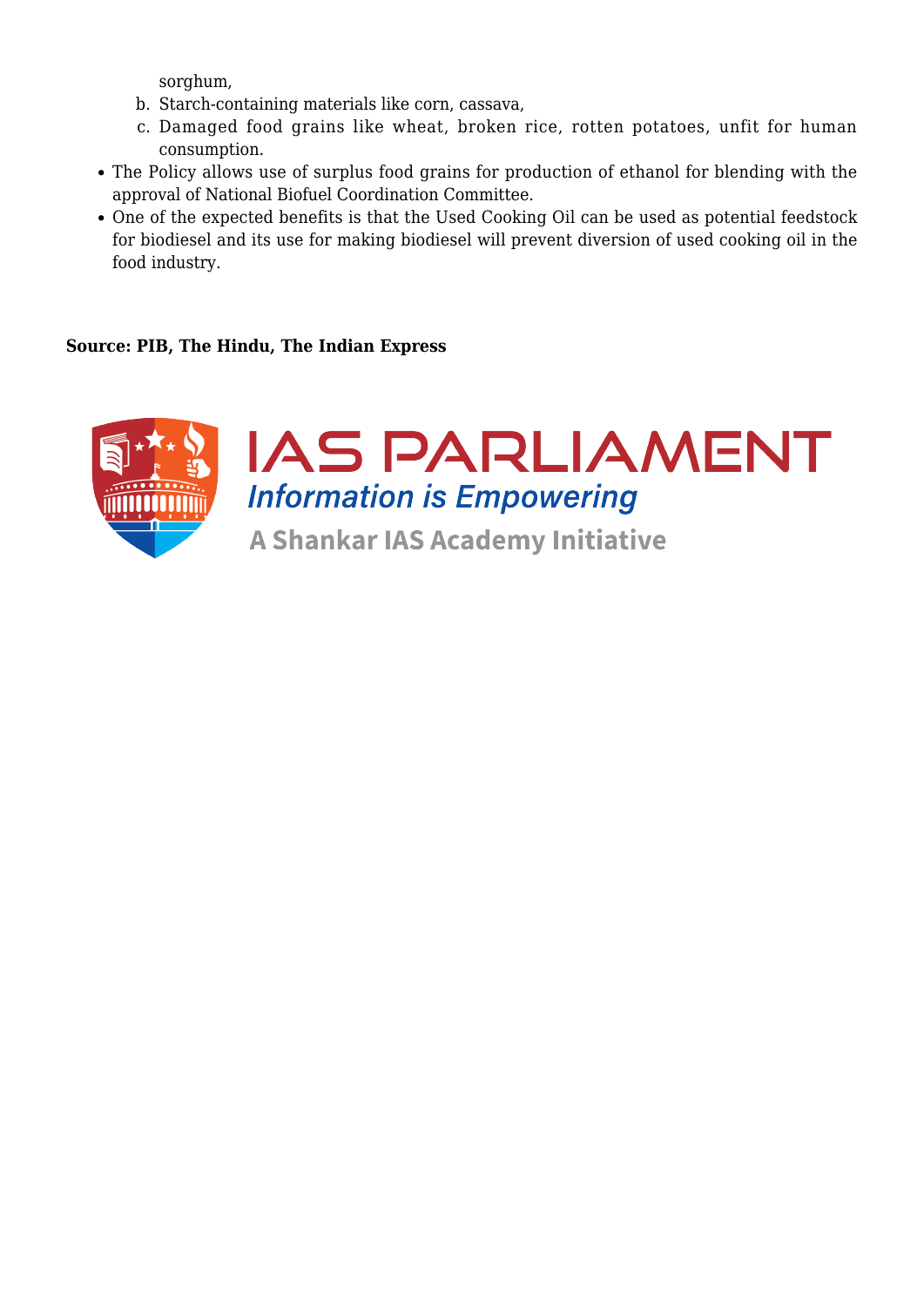sorghum,

b. Starch-containing materials like corn, cassava,
c. Damaged food grains like wheat, broken rice, rotten potatoes, unfit for human consumption.

- The Policy allows use of surplus food grains for production of ethanol for blending with the approval of National Biofuel Coordination Committee.
- One of the expected benefits is that the Used Cooking Oil can be used as potential feedstock for biodiesel and its use for making biodiesel will prevent diversion of used cooking oil in the food industry.

**Source: PIB, The Hindu, The Indian Express**